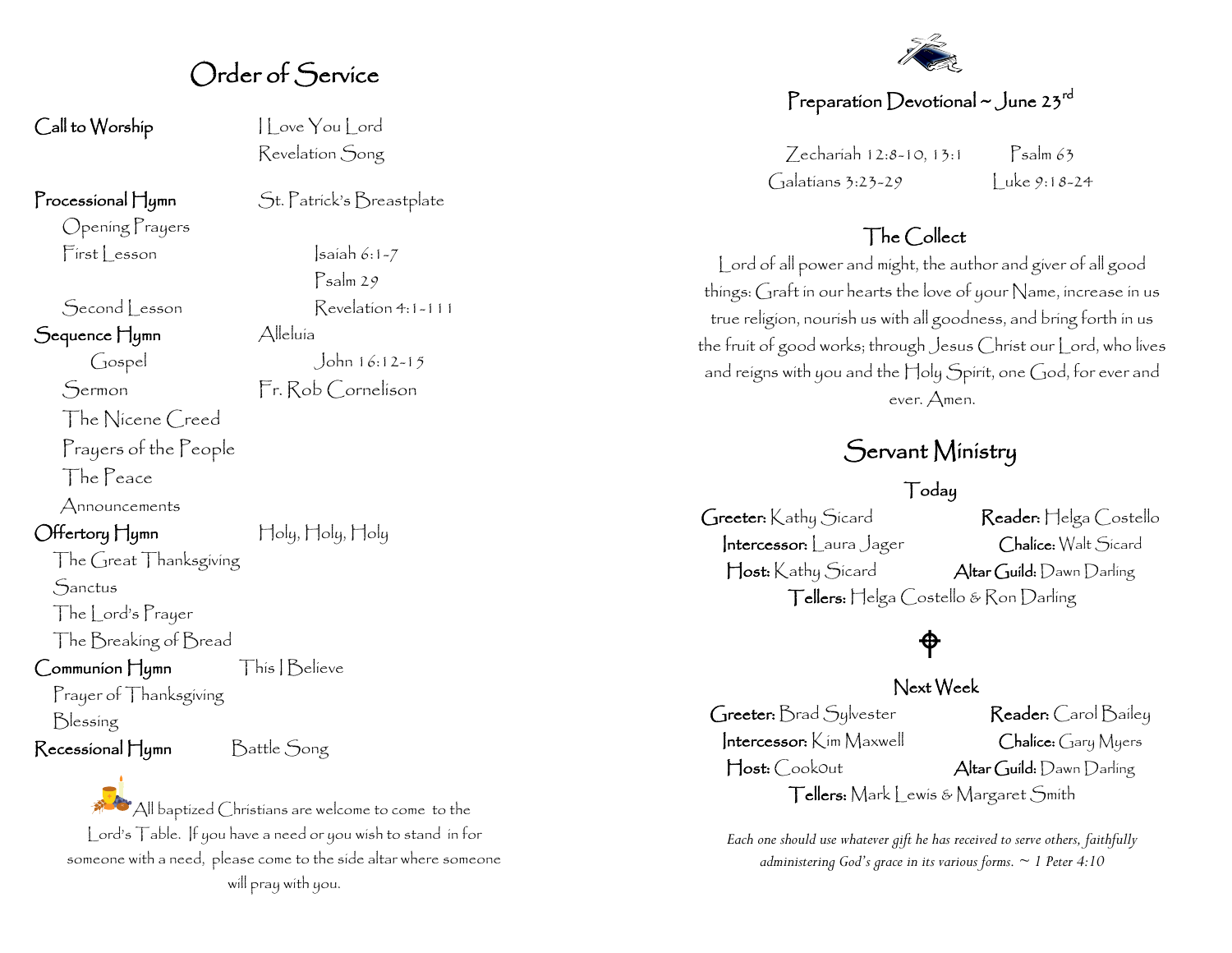# Order of Service

**Call to Worship** — I Love You Lord
Revelation Song

**Processional Hymn** — St. Patrick's Breastplate

Opening Prayers

First Lesson — Isaiah 6:1-7

Psalm 29

Second Lesson — Revelation 4:1-111

**Sequence Hymn** — Alleluia

Gospel — John 16:12-15

Sermon — Fr. Rob Cornelison

The Nicene Creed

Prayers of the People

The Peace

Announcements

**Offertory Hymn** — Holy, Holy, Holy

The Great Thanksgiving

Sanctus

The Lord's Prayer

The Breaking of Bread

**Communion Hymn** — This I Believe

Prayer of Thanksgiving

Blessing

**Recessional Hymn** — Battle Song

All baptized Christians are welcome to come to the Lord's Table. If you have a need or you wish to stand in for someone with a need, please come to the side altar where someone will pray with you.

## Preparation Devotional ~ June 23rd

Zechariah 12:8-10, 13:1 — Psalm 63
Galatians 3:23-29 — Luke 9:18-24

### The Collect

Lord of all power and might, the author and giver of all good things: Graft in our hearts the love of your Name, increase in us true religion, nourish us with all goodness, and bring forth in us the fruit of good works; through Jesus Christ our Lord, who lives and reigns with you and the Holy Spirit, one God, for ever and ever. Amen.

## Servant Ministry

### Today

**Greeter:** Kathy Sicard — **Reader:** Helga Costello
**Intercessor:** Laura Jager — **Chalice:** Walt Sicard
**Host:** Kathy Sicard — **Altar Guild:** Dawn Darling
**Tellers:** Helga Costello & Ron Darling

### Next Week

**Greeter:** Brad Sylvester — **Reader:** Carol Bailey
**Intercessor:** Kim Maxwell — **Chalice:** Gary Myers
**Host:** Cook0ut — **Altar Guild:** Dawn Darling
**Tellers:** Mark Lewis & Margaret Smith

*Each one should use whatever gift he has received to serve others, faithfully administering God's grace in its various forms. ~ 1 Peter 4:10*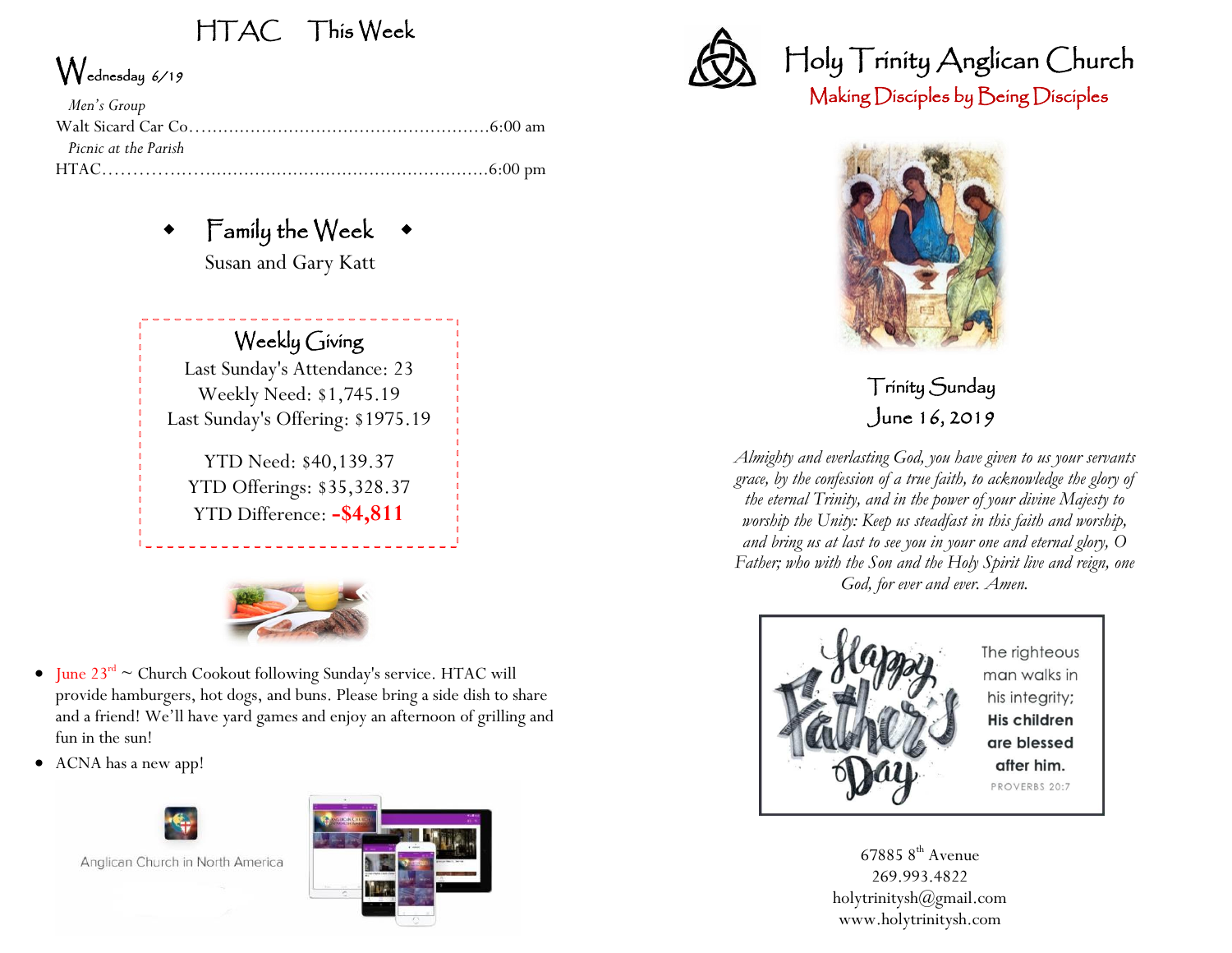# HTAC This Week

## Wednesday 6/19

*Men's Group*
Walt Sicard Car Co……………………………………………6:00 am

*Picnic at the Parish*
HTAC……………………………………………………………6:00 pm

## ◆ Family the Week ◆

Susan and Gary Katt

## Weekly Giving

Last Sunday's Attendance: 23
Weekly Need: $1,745.19
Last Sunday's Offering: $1975.19

YTD Need: $40,139.37
YTD Offerings: $35,328.37
YTD Difference: **-$4,811**

- June 23rd ~ Church Cookout following Sunday's service. HTAC will provide hamburgers, hot dogs, and buns. Please bring a side dish to share and a friend! We'll have yard games and enjoy an afternoon of grilling and fun in the sun!
- ACNA has a new app!

Anglican Church in North America

# Holy Trinity Anglican Church

Making Disciples by Being Disciples

## Trinity Sunday
## June 16, 2019

*Almighty and everlasting God, you have given to us your servants grace, by the confession of a true faith, to acknowledge the glory of the eternal Trinity, and in the power of your divine Majesty to worship the Unity: Keep us steadfast in this faith and worship, and bring us at last to see you in your one and eternal glory, O Father; who with the Son and the Holy Spirit live and reign, one God, for ever and ever. Amen.*

Happy Father's Day

The righteous man walks in his integrity; **His children are blessed after him.**
PROVERBS 20:7

67885 8th Avenue
269.993.4822
holytrinitysh@gmail.com
www.holytrinitysh.com